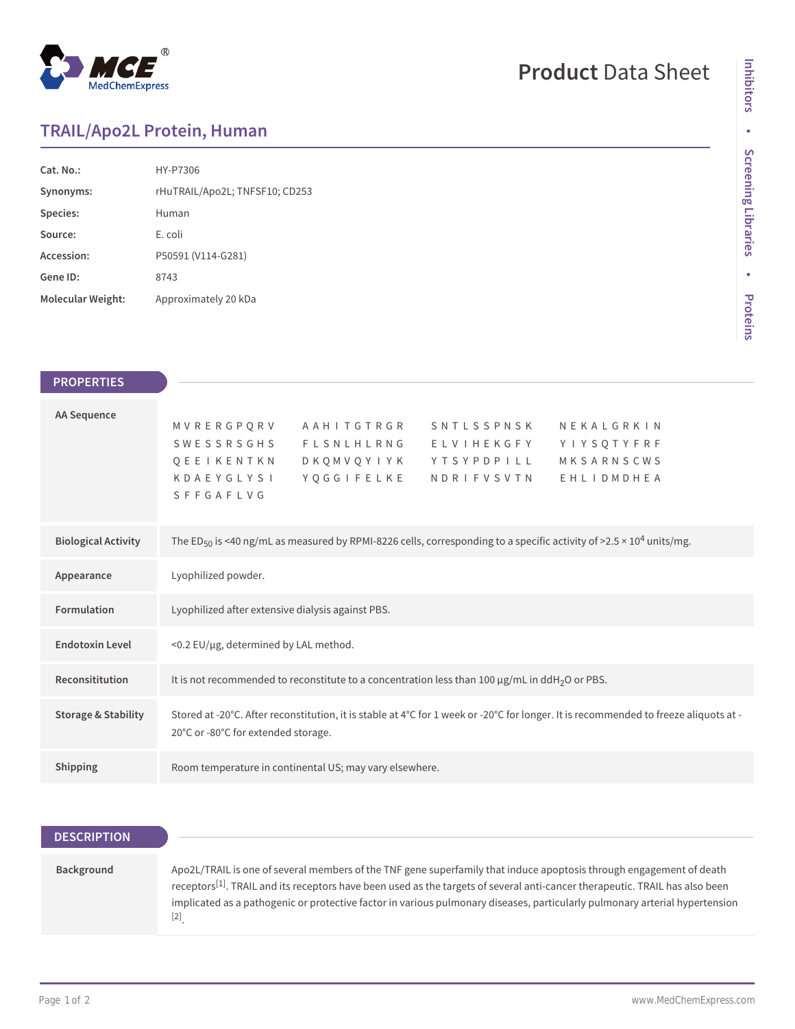# Product Data Sheet

## TRAIL/Apo2L Protein, Human

| | |
|---|---|
| **Cat. No.:** | HY-P7306 |
| **Synonyms:** | rHuTRAIL/Apo2L; TNFSF10; CD253 |
| **Species:** | Human |
| **Source:** | E. coli |
| **Accession:** | P50591 (V114-G281) |
| **Gene ID:** | 8743 |
| **Molecular Weight:** | Approximately 20 kDa |

## PROPERTIES

| | |
|---|---|
| **AA Sequence** | MVRERGPQRV AAHITGTRGR SNTLSSPNSK NEKALGRKIN SWESSRSGHS FLSNLHLRNG ELVIHEKGFY YIYSQTYFRF QEEIKENTKN DKQMVQYIYK YTSYPDPILL MKSARNSCWS KDAEYGLYSI YQGGIFELKE NDRIFVSVTN EHLIDMDHEA SFFGAFLVG |
| **Biological Activity** | The $ED_{50}$ is <40 ng/mL as measured by RPMI-8226 cells, corresponding to a specific activity of >2.5 × $10^4$ units/mg. |
| **Appearance** | Lyophilized powder. |
| **Formulation** | Lyophilized after extensive dialysis against PBS. |
| **Endotoxin Level** | <0.2 EU/μg, determined by LAL method. |
| **Reconsititution** | It is not recommended to reconstitute to a concentration less than 100 μg/mL in $ddH_2O$ or PBS. |
| **Storage & Stability** | Stored at -20°C. After reconstitution, it is stable at 4°C for 1 week or -20°C for longer. It is recommended to freeze aliquots at -20°C or -80°C for extended storage. |
| **Shipping** | Room temperature in continental US; may vary elsewhere. |

## DESCRIPTION

| | |
|---|---|
| **Background** | Apo2L/TRAIL is one of several members of the TNF gene superfamily that induce apoptosis through engagement of death receptors[1]. TRAIL and its receptors have been used as the targets of several anti-cancer therapeutic. TRAIL has also been implicated as a pathogenic or protective factor in various pulmonary diseases, particularly pulmonary arterial hypertension [2]. |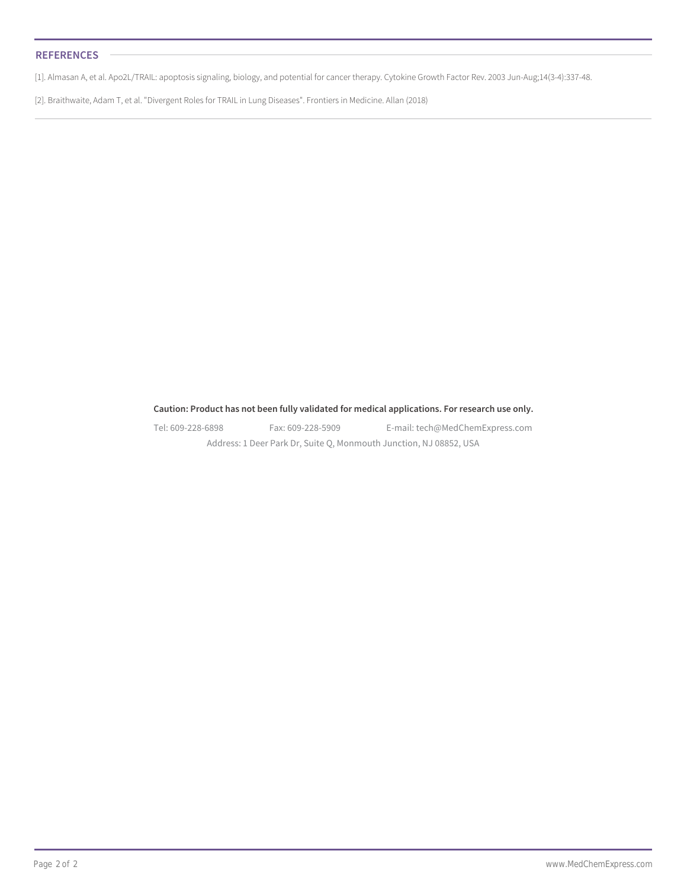## REFERENCES

[1]. Almasan A, et al. Apo2L/TRAIL: apoptosis signaling, biology, and potential for cancer therapy. Cytokine Growth Factor Rev. 2003 Jun-Aug;14(3-4):337-48.

[2]. Braithwaite, Adam T, et al. "Divergent Roles for TRAIL in Lung Diseases". Frontiers in Medicine. Allan (2018)

**Caution: Product has not been fully validated for medical applications. For research use only.**

Tel: 609-228-6898 Fax: 609-228-5909 E-mail: tech@MedChemExpress.com

Address: 1 Deer Park Dr, Suite Q, Monmouth Junction, NJ 08852, USA